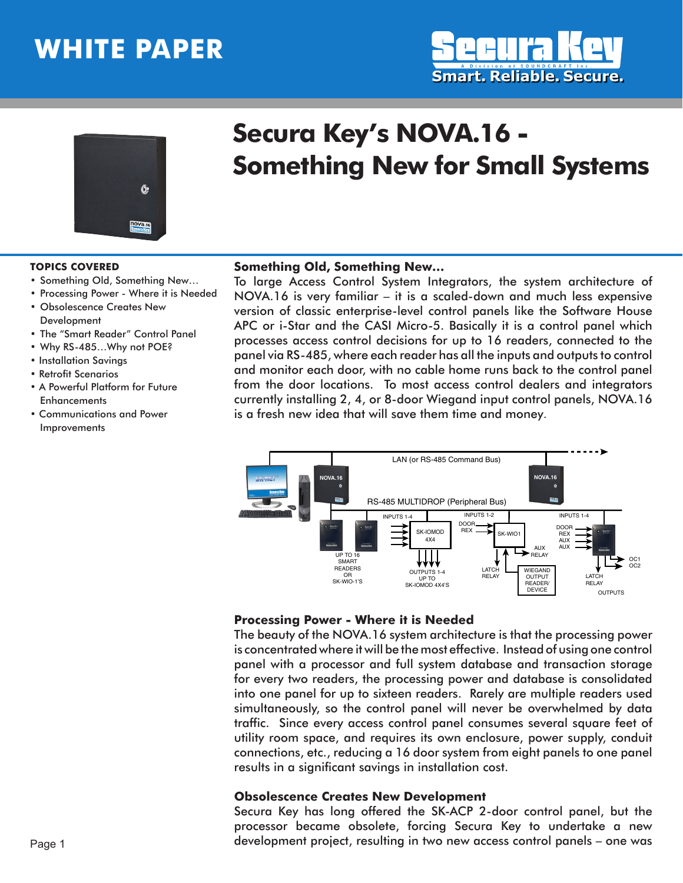# WHITE PAPER

Secura Key
Smart. Reliable. Secure.

# Secura Key's NOVA.16 - Something New for Small Systems

**TOPICS COVERED**

- Something Old, Something New…
- Processing Power - Where it is Needed
- Obsolescence Creates New Development
- The "Smart Reader" Control Panel
- Why RS-485…Why not POE?
- Installation Savings
- Retrofit Scenarios
- A Powerful Platform for Future Enhancements
- Communications and Power Improvements

## Something Old, Something New…

To large Access Control System Integrators, the system architecture of NOVA.16 is very familiar – it is a scaled-down and much less expensive version of classic enterprise-level control panels like the Software House APC or i-Star and the CASI Micro-5. Basically it is a control panel which processes access control decisions for up to 16 readers, connected to the panel via RS-485, where each reader has all the inputs and outputs to control and monitor each door, with no cable home runs back to the control panel from the door locations. To most access control dealers and integrators currently installing 2, 4, or 8-door Wiegand input control panels, NOVA.16 is a fresh new idea that will save them time and money.

## Processing Power - Where it is Needed

The beauty of the NOVA.16 system architecture is that the processing power is concentrated where it will be the most effective. Instead of using one control panel with a processor and full system database and transaction storage for every two readers, the processing power and database is consolidated into one panel for up to sixteen readers. Rarely are multiple readers used simultaneously, so the control panel will never be overwhelmed by data traffic. Since every access control panel consumes several square feet of utility room space, and requires its own enclosure, power supply, conduit connections, etc., reducing a 16 door system from eight panels to one panel results in a significant savings in installation cost.

## Obsolescence Creates New Development

Secura Key has long offered the SK-ACP 2-door control panel, but the processor became obsolete, forcing Secura Key to undertake a new development project, resulting in two new access control panels – one was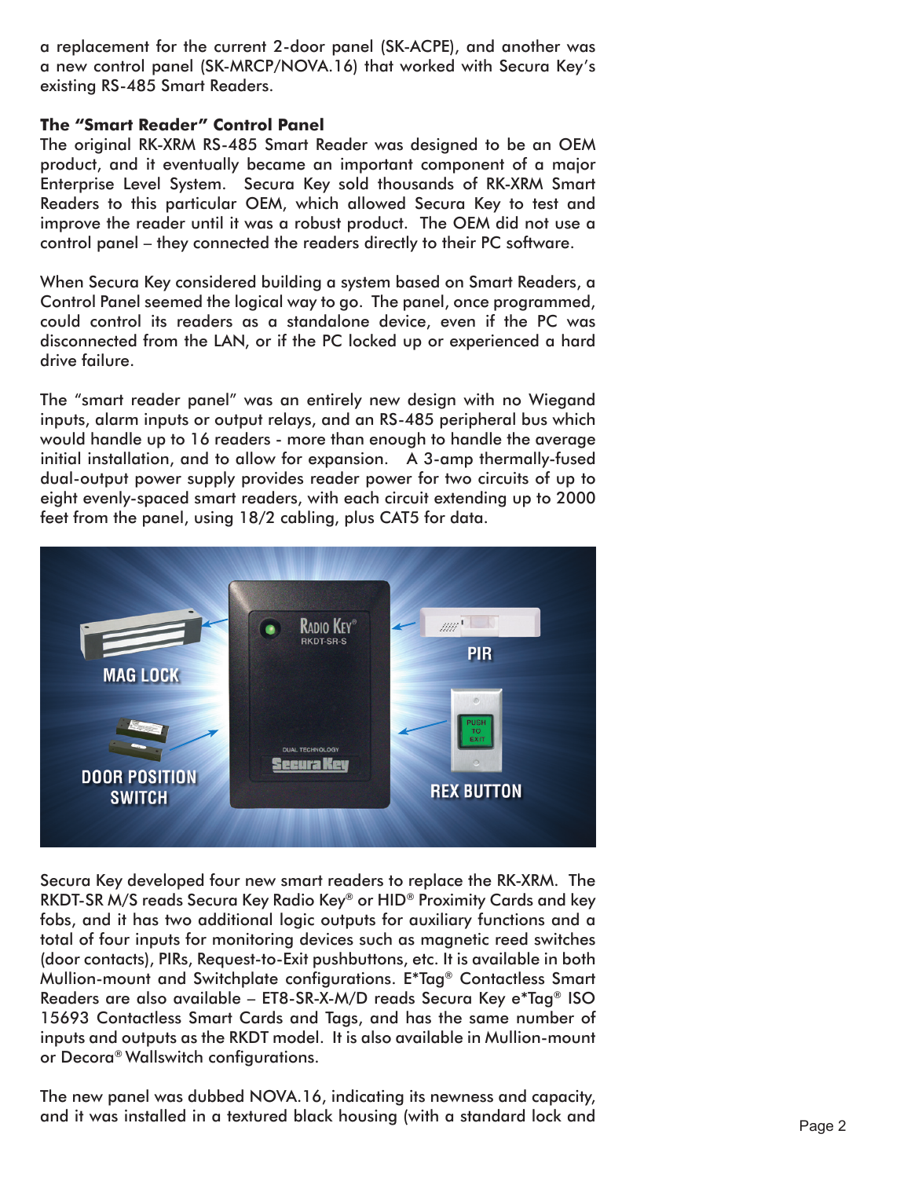a replacement for the current 2-door panel (SK-ACPE), and another was a new control panel (SK-MRCP/NOVA.16) that worked with Secura Key's existing RS-485 Smart Readers.

**The "Smart Reader" Control Panel**

The original RK-XRM RS-485 Smart Reader was designed to be an OEM product, and it eventually became an important component of a major Enterprise Level System. Secura Key sold thousands of RK-XRM Smart Readers to this particular OEM, which allowed Secura Key to test and improve the reader until it was a robust product. The OEM did not use a control panel – they connected the readers directly to their PC software.

When Secura Key considered building a system based on Smart Readers, a Control Panel seemed the logical way to go. The panel, once programmed, could control its readers as a standalone device, even if the PC was disconnected from the LAN, or if the PC locked up or experienced a hard drive failure.

The "smart reader panel" was an entirely new design with no Wiegand inputs, alarm inputs or output relays, and an RS-485 peripheral bus which would handle up to 16 readers - more than enough to handle the average initial installation, and to allow for expansion. A 3-amp thermally-fused dual-output power supply provides reader power for two circuits of up to eight evenly-spaced smart readers, with each circuit extending up to 2000 feet from the panel, using 18/2 cabling, plus CAT5 for data.

Secura Key developed four new smart readers to replace the RK-XRM. The RKDT-SR M/S reads Secura Key Radio Key® or HID® Proximity Cards and key fobs, and it has two additional logic outputs for auxiliary functions and a total of four inputs for monitoring devices such as magnetic reed switches (door contacts), PIRs, Request-to-Exit pushbuttons, etc. It is available in both Mullion-mount and Switchplate configurations. E*Tag® Contactless Smart Readers are also available – ET8-SR-X-M/D reads Secura Key e*Tag® ISO 15693 Contactless Smart Cards and Tags, and has the same number of inputs and outputs as the RKDT model. It is also available in Mullion-mount or Decora® Wallswitch configurations.

The new panel was dubbed NOVA.16, indicating its newness and capacity, and it was installed in a textured black housing (with a standard lock and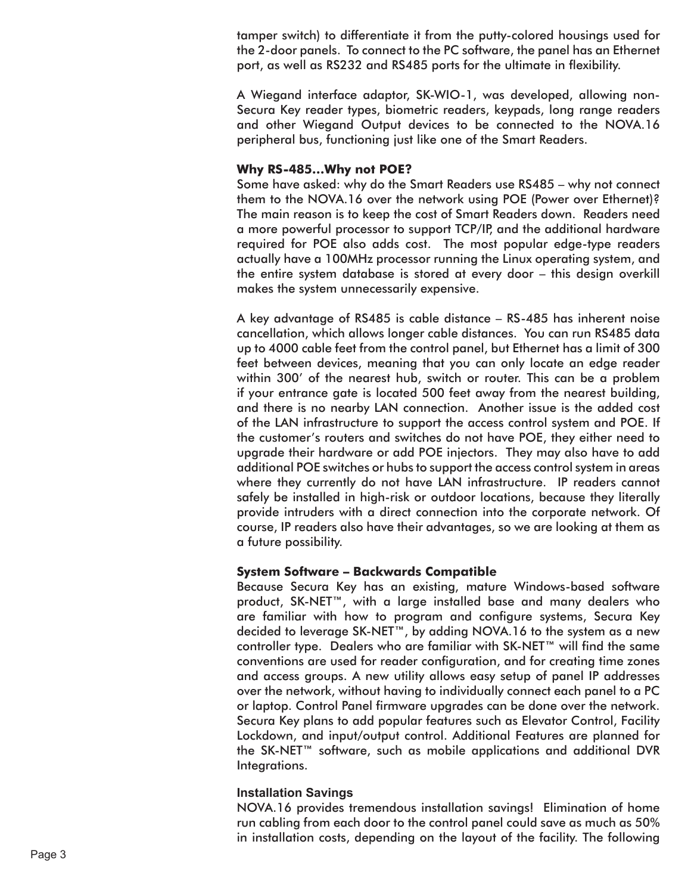tamper switch) to differentiate it from the putty-colored housings used for the 2-door panels. To connect to the PC software, the panel has an Ethernet port, as well as RS232 and RS485 ports for the ultimate in flexibility.

A Wiegand interface adaptor, SK-WIO-1, was developed, allowing non-Secura Key reader types, biometric readers, keypads, long range readers and other Wiegand Output devices to be connected to the NOVA.16 peripheral bus, functioning just like one of the Smart Readers.

**Why RS-485…Why not POE?**

Some have asked: why do the Smart Readers use RS485 – why not connect them to the NOVA.16 over the network using POE (Power over Ethernet)? The main reason is to keep the cost of Smart Readers down. Readers need a more powerful processor to support TCP/IP, and the additional hardware required for POE also adds cost. The most popular edge-type readers actually have a 100MHz processor running the Linux operating system, and the entire system database is stored at every door – this design overkill makes the system unnecessarily expensive.

A key advantage of RS485 is cable distance – RS-485 has inherent noise cancellation, which allows longer cable distances. You can run RS485 data up to 4000 cable feet from the control panel, but Ethernet has a limit of 300 feet between devices, meaning that you can only locate an edge reader within 300' of the nearest hub, switch or router. This can be a problem if your entrance gate is located 500 feet away from the nearest building, and there is no nearby LAN connection. Another issue is the added cost of the LAN infrastructure to support the access control system and POE. If the customer's routers and switches do not have POE, they either need to upgrade their hardware or add POE injectors. They may also have to add additional POE switches or hubs to support the access control system in areas where they currently do not have LAN infrastructure. IP readers cannot safely be installed in high-risk or outdoor locations, because they literally provide intruders with a direct connection into the corporate network. Of course, IP readers also have their advantages, so we are looking at them as a future possibility.

**System Software – Backwards Compatible**

Because Secura Key has an existing, mature Windows-based software product, SK-NET™, with a large installed base and many dealers who are familiar with how to program and configure systems, Secura Key decided to leverage SK-NET™, by adding NOVA.16 to the system as a new controller type. Dealers who are familiar with SK-NET™ will find the same conventions are used for reader configuration, and for creating time zones and access groups. A new utility allows easy setup of panel IP addresses over the network, without having to individually connect each panel to a PC or laptop. Control Panel firmware upgrades can be done over the network. Secura Key plans to add popular features such as Elevator Control, Facility Lockdown, and input/output control. Additional Features are planned for the SK-NET™ software, such as mobile applications and additional DVR Integrations.

**Installation Savings**

NOVA.16 provides tremendous installation savings! Elimination of home run cabling from each door to the control panel could save as much as 50% in installation costs, depending on the layout of the facility. The following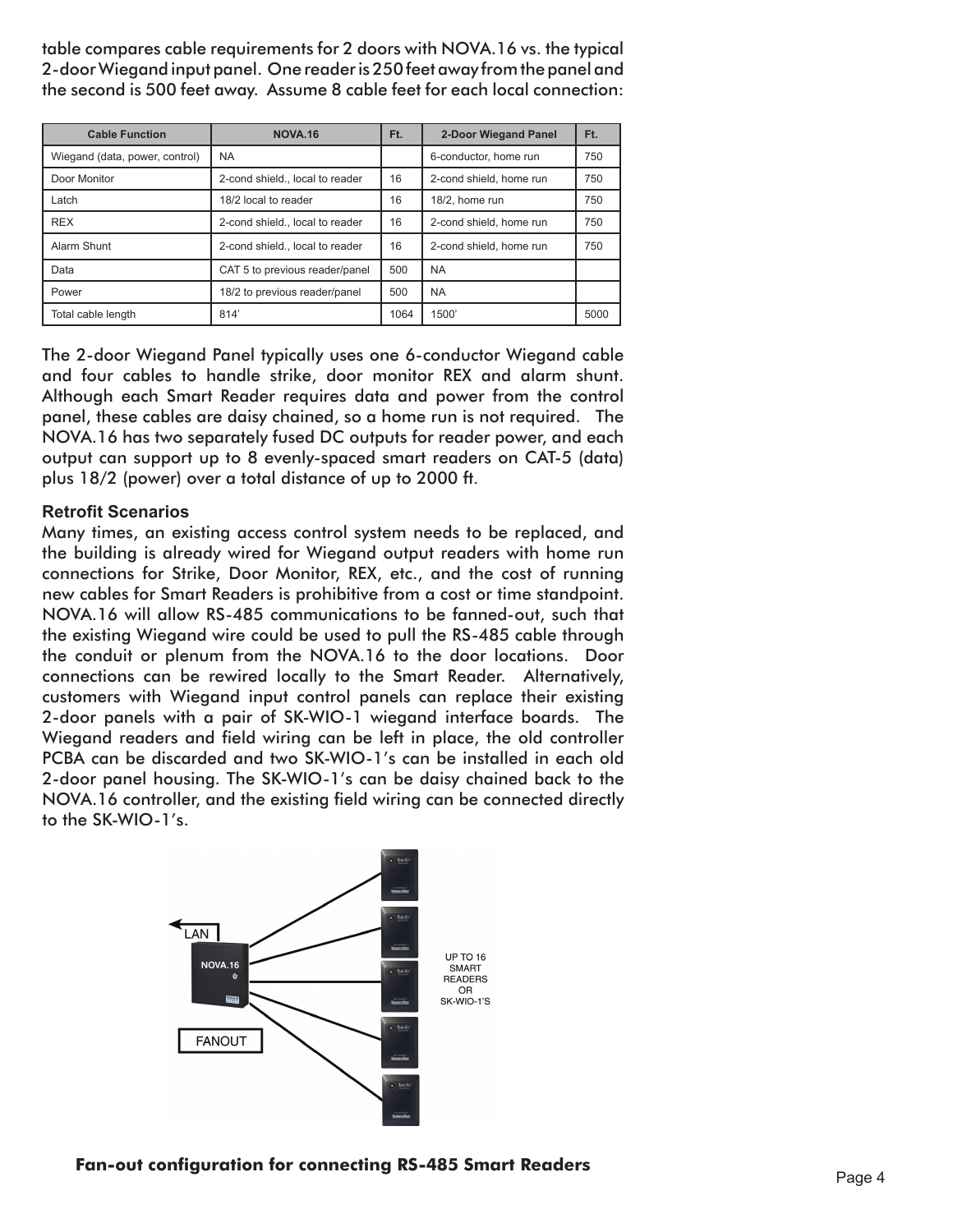table compares cable requirements for 2 doors with NOVA.16 vs. the typical 2-door Wiegand input panel. One reader is 250 feet away from the panel and the second is 500 feet away. Assume 8 cable feet for each local connection:

| Cable Function | NOVA.16 | Ft. | 2-Door Wiegand Panel | Ft. |
|---|---|---|---|---|
| Wiegand (data, power, control) | NA | | 6-conductor, home run | 750 |
| Door Monitor | 2-cond shield., local to reader | 16 | 2-cond shield, home run | 750 |
| Latch | 18/2 local to reader | 16 | 18/2, home run | 750 |
| REX | 2-cond shield., local to reader | 16 | 2-cond shield, home run | 750 |
| Alarm Shunt | 2-cond shield., local to reader | 16 | 2-cond shield, home run | 750 |
| Data | CAT 5 to previous reader/panel | 500 | NA | |
| Power | 18/2 to previous reader/panel | 500 | NA | |
| Total cable length | 814' | 1064 | 1500' | 5000 |

The 2-door Wiegand Panel typically uses one 6-conductor Wiegand cable and four cables to handle strike, door monitor REX and alarm shunt. Although each Smart Reader requires data and power from the control panel, these cables are daisy chained, so a home run is not required. The NOVA.16 has two separately fused DC outputs for reader power, and each output can support up to 8 evenly-spaced smart readers on CAT-5 (data) plus 18/2 (power) over a total distance of up to 2000 ft.

### Retrofit Scenarios

Many times, an existing access control system needs to be replaced, and the building is already wired for Wiegand output readers with home run connections for Strike, Door Monitor, REX, etc., and the cost of running new cables for Smart Readers is prohibitive from a cost or time standpoint. NOVA.16 will allow RS-485 communications to be fanned-out, such that the existing Wiegand wire could be used to pull the RS-485 cable through the conduit or plenum from the NOVA.16 to the door locations. Door connections can be rewired locally to the Smart Reader. Alternatively, customers with Wiegand input control panels can replace their existing 2-door panels with a pair of SK-WIO-1 wiegand interface boards. The Wiegand readers and field wiring can be left in place, the old controller PCBA can be discarded and two SK-WIO-1's can be installed in each old 2-door panel housing. The SK-WIO-1's can be daisy chained back to the NOVA.16 controller, and the existing field wiring can be connected directly to the SK-WIO-1's.

LAN

NOVA.16

FANOUT

UP TO 16 SMART READERS OR SK-WIO-1'S

**Fan-out configuration for connecting RS-485 Smart Readers**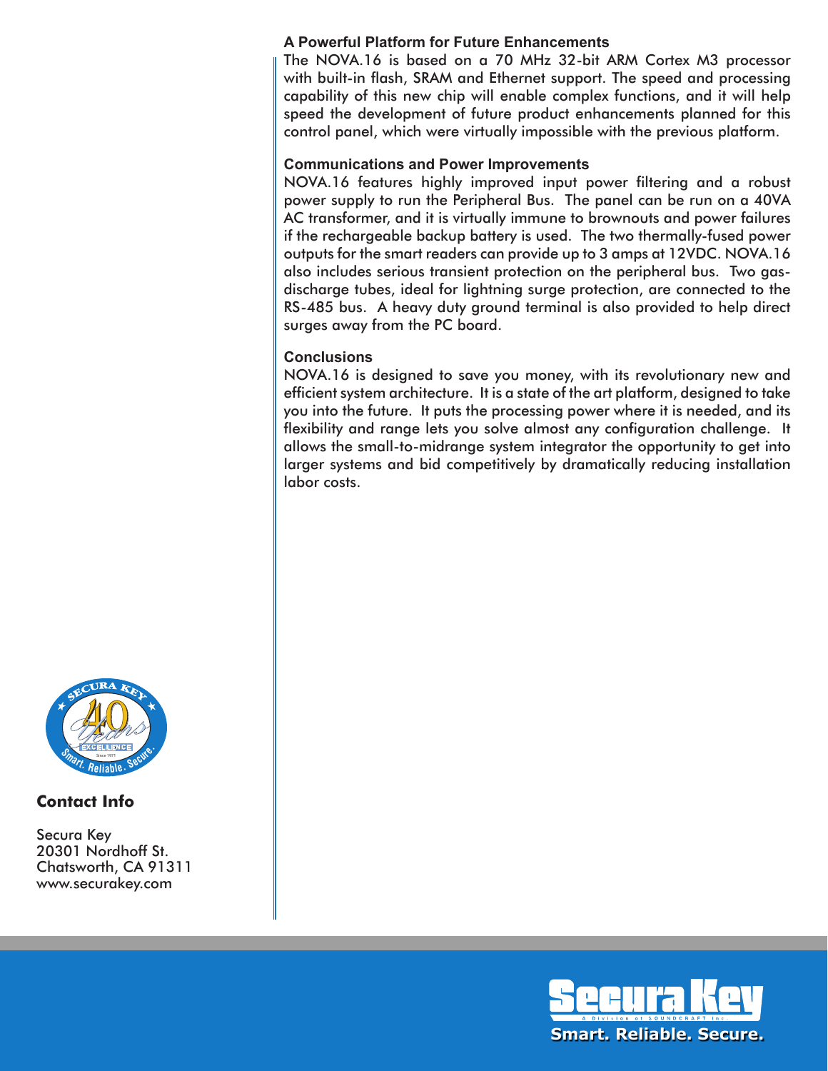### A Powerful Platform for Future Enhancements

The NOVA.16 is based on a 70 MHz 32-bit ARM Cortex M3 processor with built-in flash, SRAM and Ethernet support. The speed and processing capability of this new chip will enable complex functions, and it will help speed the development of future product enhancements planned for this control panel, which were virtually impossible with the previous platform.

### Communications and Power Improvements

NOVA.16 features highly improved input power filtering and a robust power supply to run the Peripheral Bus. The panel can be run on a 40VA AC transformer, and it is virtually immune to brownouts and power failures if the rechargeable backup battery is used. The two thermally-fused power outputs for the smart readers can provide up to 3 amps at 12VDC. NOVA.16 also includes serious transient protection on the peripheral bus. Two gas-discharge tubes, ideal for lightning surge protection, are connected to the RS-485 bus. A heavy duty ground terminal is also provided to help direct surges away from the PC board.

### Conclusions

NOVA.16 is designed to save you money, with its revolutionary new and efficient system architecture. It is a state of the art platform, designed to take you into the future. It puts the processing power where it is needed, and its flexibility and range lets you solve almost any configuration challenge. It allows the small-to-midrange system integrator the opportunity to get into larger systems and bid competitively by dramatically reducing installation labor costs.

**Contact Info**

Secura Key
20301 Nordhoff St.
Chatsworth, CA 91311
www.securakey.com

Secura Key
A Division of SOUNDCRAFT Inc.
Smart. Reliable. Secure.